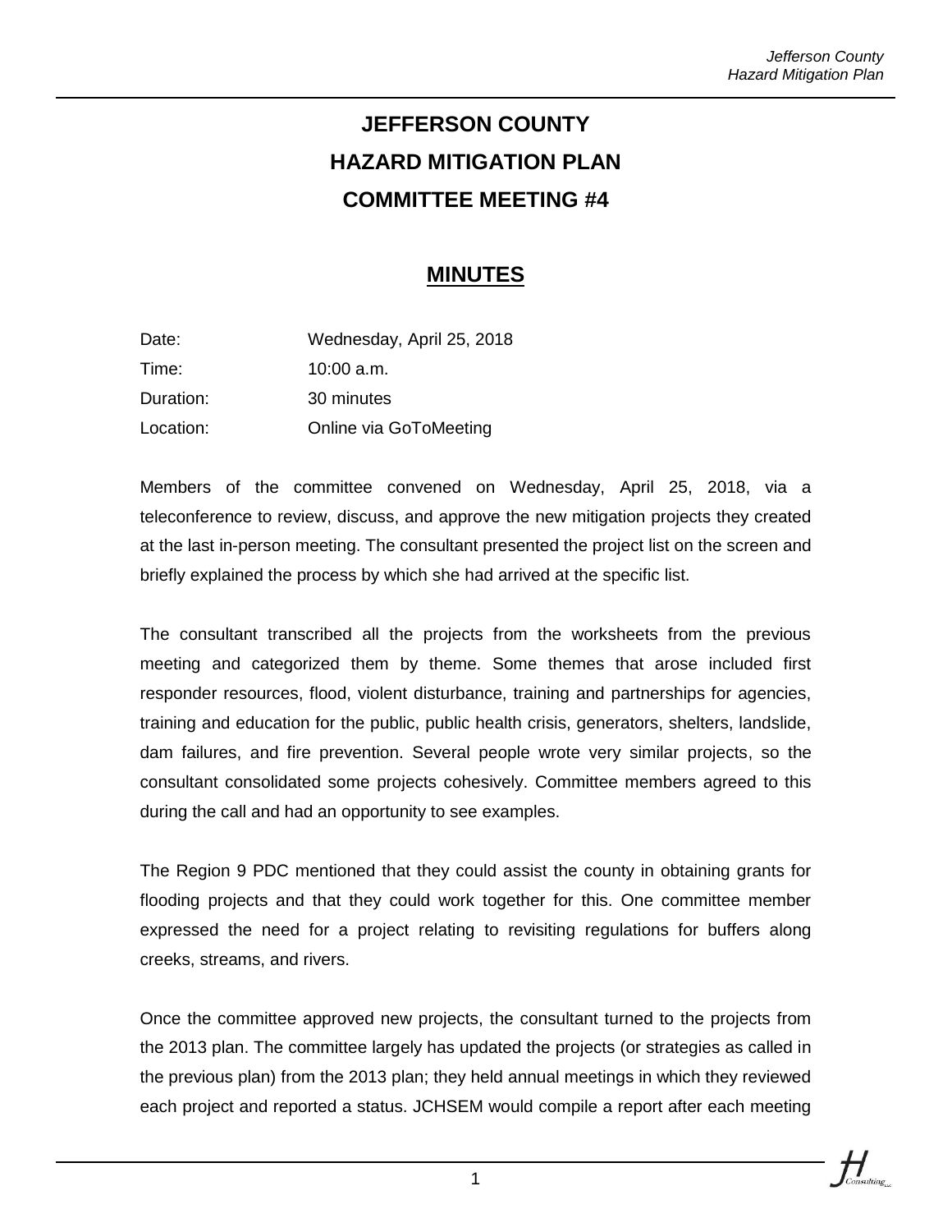# JEFFERSON COUNTY
# HAZARD MITIGATION PLAN
# COMMITTEE MEETING #4

## MINUTES

| | |
|---|---|
| Date: | Wednesday, April 25, 2018 |
| Time: | 10:00 a.m. |
| Duration: | 30 minutes |
| Location: | Online via GoToMeeting |

Members of the committee convened on Wednesday, April 25, 2018, via a teleconference to review, discuss, and approve the new mitigation projects they created at the last in-person meeting. The consultant presented the project list on the screen and briefly explained the process by which she had arrived at the specific list.

The consultant transcribed all the projects from the worksheets from the previous meeting and categorized them by theme. Some themes that arose included first responder resources, flood, violent disturbance, training and partnerships for agencies, training and education for the public, public health crisis, generators, shelters, landslide, dam failures, and fire prevention. Several people wrote very similar projects, so the consultant consolidated some projects cohesively. Committee members agreed to this during the call and had an opportunity to see examples.

The Region 9 PDC mentioned that they could assist the county in obtaining grants for flooding projects and that they could work together for this. One committee member expressed the need for a project relating to revisiting regulations for buffers along creeks, streams, and rivers.

Once the committee approved new projects, the consultant turned to the projects from the 2013 plan. The committee largely has updated the projects (or strategies as called in the previous plan) from the 2013 plan; they held annual meetings in which they reviewed each project and reported a status. JCHSEM would compile a report after each meeting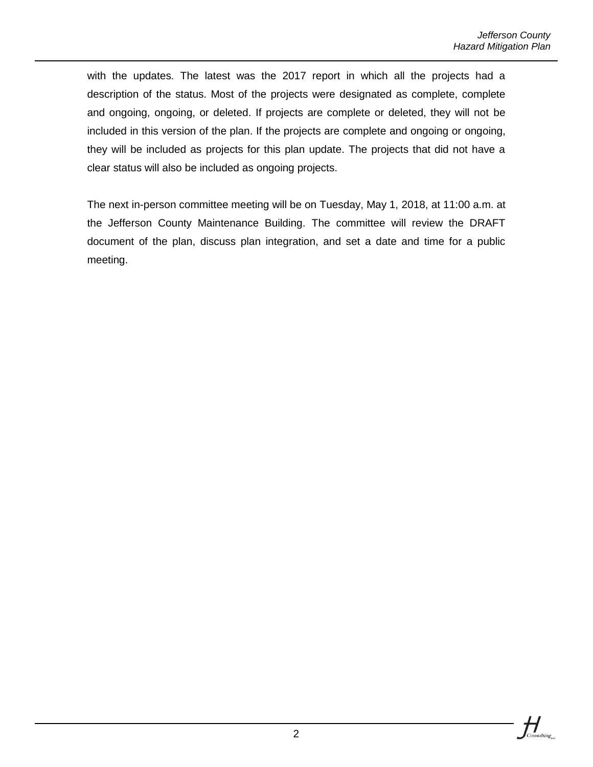with the updates. The latest was the 2017 report in which all the projects had a description of the status. Most of the projects were designated as complete, complete and ongoing, ongoing, or deleted. If projects are complete or deleted, they will not be included in this version of the plan. If the projects are complete and ongoing or ongoing, they will be included as projects for this plan update. The projects that did not have a clear status will also be included as ongoing projects.

The next in-person committee meeting will be on Tuesday, May 1, 2018, at 11:00 a.m. at the Jefferson County Maintenance Building. The committee will review the DRAFT document of the plan, discuss plan integration, and set a date and time for a public meeting.